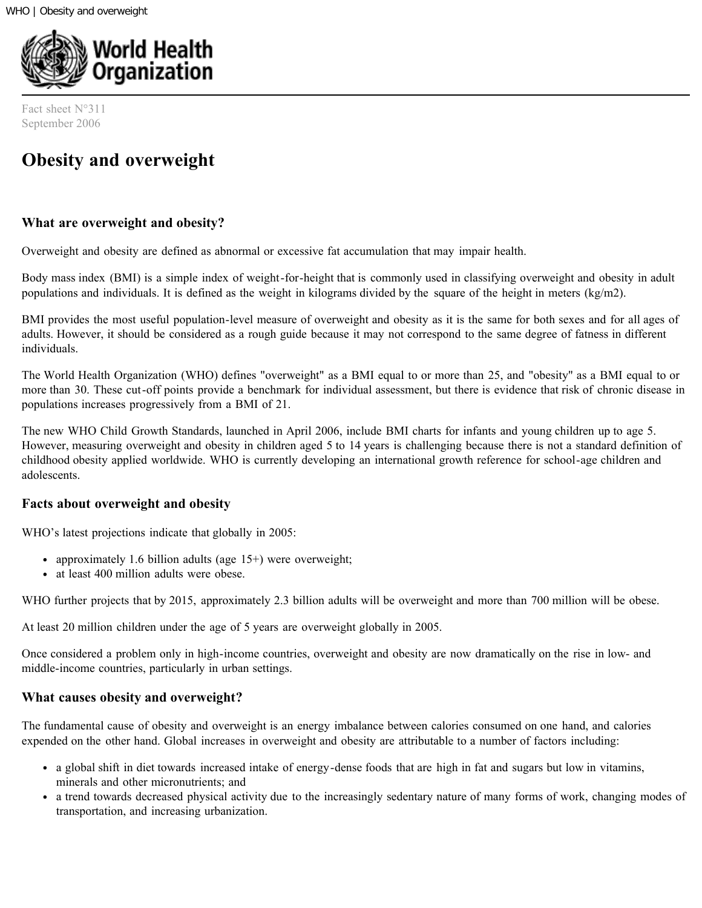Fact sheet N°311
September 2006

# Obesity and overweight

## What are overweight and obesity?

Overweight and obesity are defined as abnormal or excessive fat accumulation that may impair health.

Body mass index (BMI) is a simple index of weight-for-height that is commonly used in classifying overweight and obesity in adult populations and individuals. It is defined as the weight in kilograms divided by the square of the height in meters (kg/m2).

BMI provides the most useful population-level measure of overweight and obesity as it is the same for both sexes and for all ages of adults. However, it should be considered as a rough guide because it may not correspond to the same degree of fatness in different individuals.

The World Health Organization (WHO) defines "overweight" as a BMI equal to or more than 25, and "obesity" as a BMI equal to or more than 30. These cut-off points provide a benchmark for individual assessment, but there is evidence that risk of chronic disease in populations increases progressively from a BMI of 21.

The new WHO Child Growth Standards, launched in April 2006, include BMI charts for infants and young children up to age 5. However, measuring overweight and obesity in children aged 5 to 14 years is challenging because there is not a standard definition of childhood obesity applied worldwide. WHO is currently developing an international growth reference for school-age children and adolescents.

## Facts about overweight and obesity

WHO's latest projections indicate that globally in 2005:

- approximately 1.6 billion adults (age 15+) were overweight;
- at least 400 million adults were obese.

WHO further projects that by 2015, approximately 2.3 billion adults will be overweight and more than 700 million will be obese.

At least 20 million children under the age of 5 years are overweight globally in 2005.

Once considered a problem only in high-income countries, overweight and obesity are now dramatically on the rise in low- and middle-income countries, particularly in urban settings.

## What causes obesity and overweight?

The fundamental cause of obesity and overweight is an energy imbalance between calories consumed on one hand, and calories expended on the other hand. Global increases in overweight and obesity are attributable to a number of factors including:

- a global shift in diet towards increased intake of energy-dense foods that are high in fat and sugars but low in vitamins, minerals and other micronutrients; and
- a trend towards decreased physical activity due to the increasingly sedentary nature of many forms of work, changing modes of transportation, and increasing urbanization.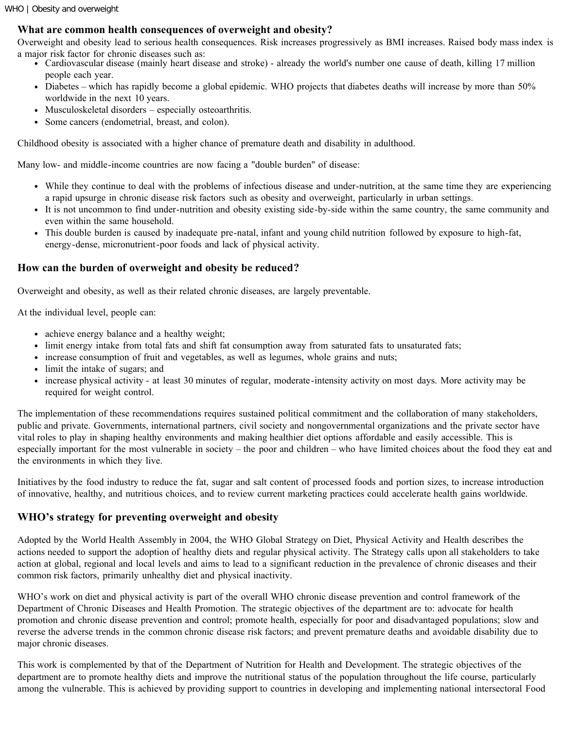## What are common health consequences of overweight and obesity?

Overweight and obesity lead to serious health consequences. Risk increases progressively as BMI increases. Raised body mass index is a major risk factor for chronic diseases such as:

- Cardiovascular disease (mainly heart disease and stroke) - already the world's number one cause of death, killing 17 million people each year.
- Diabetes – which has rapidly become a global epidemic. WHO projects that diabetes deaths will increase by more than 50% worldwide in the next 10 years.
- Musculoskeletal disorders – especially osteoarthritis.
- Some cancers (endometrial, breast, and colon).

Childhood obesity is associated with a higher chance of premature death and disability in adulthood.

Many low- and middle-income countries are now facing a "double burden" of disease:

- While they continue to deal with the problems of infectious disease and under-nutrition, at the same time they are experiencing a rapid upsurge in chronic disease risk factors such as obesity and overweight, particularly in urban settings.
- It is not uncommon to find under-nutrition and obesity existing side-by-side within the same country, the same community and even within the same household.
- This double burden is caused by inadequate pre-natal, infant and young child nutrition followed by exposure to high-fat, energy-dense, micronutrient-poor foods and lack of physical activity.

## How can the burden of overweight and obesity be reduced?

Overweight and obesity, as well as their related chronic diseases, are largely preventable.

At the individual level, people can:

- achieve energy balance and a healthy weight;
- limit energy intake from total fats and shift fat consumption away from saturated fats to unsaturated fats;
- increase consumption of fruit and vegetables, as well as legumes, whole grains and nuts;
- limit the intake of sugars; and
- increase physical activity - at least 30 minutes of regular, moderate-intensity activity on most days. More activity may be required for weight control.

The implementation of these recommendations requires sustained political commitment and the collaboration of many stakeholders, public and private. Governments, international partners, civil society and nongovernmental organizations and the private sector have vital roles to play in shaping healthy environments and making healthier diet options affordable and easily accessible. This is especially important for the most vulnerable in society – the poor and children – who have limited choices about the food they eat and the environments in which they live.

Initiatives by the food industry to reduce the fat, sugar and salt content of processed foods and portion sizes, to increase introduction of innovative, healthy, and nutritious choices, and to review current marketing practices could accelerate health gains worldwide.

## WHO's strategy for preventing overweight and obesity

Adopted by the World Health Assembly in 2004, the WHO Global Strategy on Diet, Physical Activity and Health describes the actions needed to support the adoption of healthy diets and regular physical activity. The Strategy calls upon all stakeholders to take action at global, regional and local levels and aims to lead to a significant reduction in the prevalence of chronic diseases and their common risk factors, primarily unhealthy diet and physical inactivity.

WHO's work on diet and physical activity is part of the overall WHO chronic disease prevention and control framework of the Department of Chronic Diseases and Health Promotion. The strategic objectives of the department are to: advocate for health promotion and chronic disease prevention and control; promote health, especially for poor and disadvantaged populations; slow and reverse the adverse trends in the common chronic disease risk factors; and prevent premature deaths and avoidable disability due to major chronic diseases.

This work is complemented by that of the Department of Nutrition for Health and Development. The strategic objectives of the department are to promote healthy diets and improve the nutritional status of the population throughout the life course, particularly among the vulnerable. This is achieved by providing support to countries in developing and implementing national intersectoral Food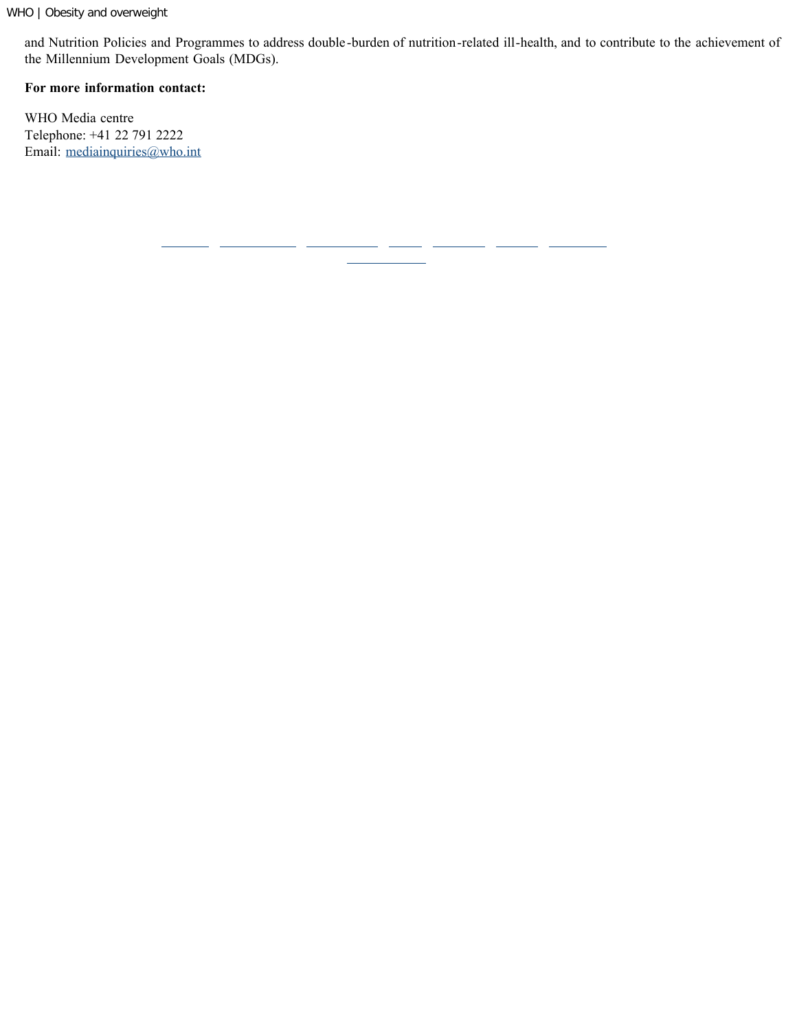and Nutrition Policies and Programmes to address double-burden of nutrition-related ill-health, and to contribute to the achievement of the Millennium Development Goals (MDGs).

**For more information contact:**

WHO Media centre
Telephone: +41 22 791 2222
Email: mediainquiries@who.int